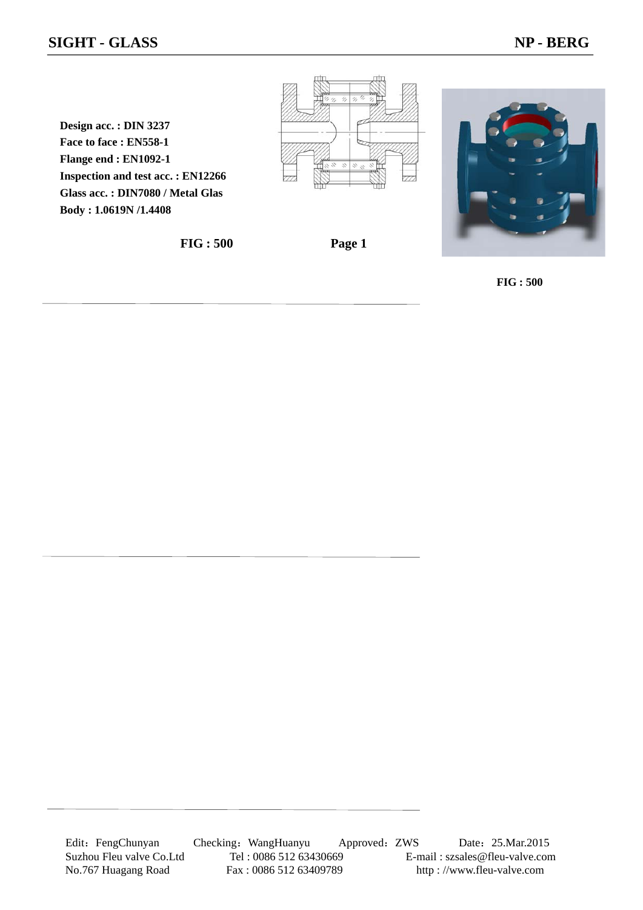# SIGHT - GLASS

**NP - BERG**

**Design acc. : DIN 3237**
**Face to face : EN558-1**
**Flange end : EN1092-1**
**Inspection and test acc. : EN12266**
**Glass acc. : DIN7080 / Metal Glas**
**Body : 1.0619N /1.4408**

**FIG : 500** **Page 1**

**FIG : 500**

Edit：FengChunyan Checking：WangHuanyu Approved：ZWS Date：25.Mar.2015
Suzhou Fleu valve Co.Ltd Tel : 0086 512 63430669 E-mail : szsales@fleu-valve.com
No.767 Huagang Road Fax : 0086 512 63409789 http : //www.fleu-valve.com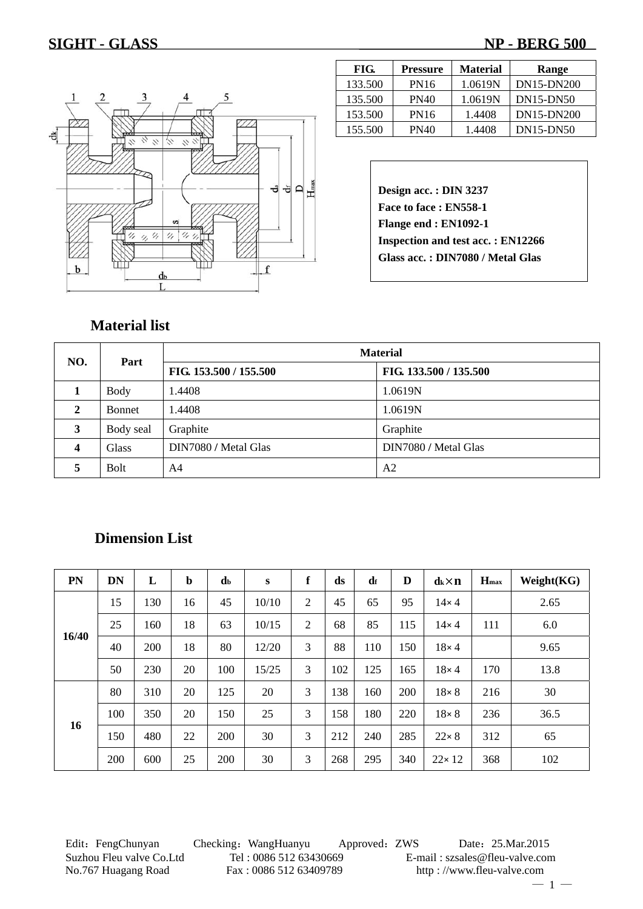# SIGHT - GLASS NP - BERG 500

| FIG. | Pressure | Material | Range |
|---|---|---|---|
| 133.500 | PN16 | 1.0619N | DN15-DN200 |
| 135.500 | PN40 | 1.0619N | DN15-DN50 |
| 153.500 | PN16 | 1.4408 | DN15-DN200 |
| 155.500 | PN40 | 1.4408 | DN15-DN50 |

1 2 3 4 5

$d_k$ $d_s$ $d_f$ D $H_{max}$ s b $d_b$ f L

**Design acc. : DIN 3237**
**Face to face : EN558-1**
**Flange end : EN1092-1**
**Inspection and test acc. : EN12266**
**Glass acc. : DIN7080 / Metal Glas**

## Material list

| NO. | Part | Material | |
|---|---|---|---|
| | | FIG. 153.500 / 155.500 | FIG. 133.500 / 135.500 |
| 1 | Body | 1.4408 | 1.0619N |
| 2 | Bonnet | 1.4408 | 1.0619N |
| 3 | Body seal | Graphite | Graphite |
| 4 | Glass | DIN7080 / Metal Glas | DIN7080 / Metal Glas |
| 5 | Bolt | A4 | A2 |

## Dimension List

| PN | DN | L | b | $d_b$ | s | f | ds | $d_f$ | D | $d_k \times n$ | $H_{max}$ | Weight(KG) |
|---|---|---|---|---|---|---|---|---|---|---|---|---|
| 16/40 | 15 | 130 | 16 | 45 | 10/10 | 2 | 45 | 65 | 95 | 14× 4 | | 2.65 |
| | 25 | 160 | 18 | 63 | 10/15 | 2 | 68 | 85 | 115 | 14× 4 | 111 | 6.0 |
| | 40 | 200 | 18 | 80 | 12/20 | 3 | 88 | 110 | 150 | 18× 4 | | 9.65 |
| | 50 | 230 | 20 | 100 | 15/25 | 3 | 102 | 125 | 165 | 18× 4 | 170 | 13.8 |
| 16 | 80 | 310 | 20 | 125 | 20 | 3 | 138 | 160 | 200 | 18× 8 | 216 | 30 |
| | 100 | 350 | 20 | 150 | 25 | 3 | 158 | 180 | 220 | 18× 8 | 236 | 36.5 |
| | 150 | 480 | 22 | 200 | 30 | 3 | 212 | 240 | 285 | 22× 8 | 312 | 65 |
| | 200 | 600 | 25 | 200 | 30 | 3 | 268 | 295 | 340 | 22× 12 | 368 | 102 |

Edit：FengChunyan Checking：WangHuanyu Approved：ZWS Date：25.Mar.2015
Suzhou Fleu valve Co.Ltd Tel : 0086 512 63430669 E-mail : szsales@fleu-valve.com
No.767 Huagang Road Fax : 0086 512 63409789 http : //www.fleu-valve.com